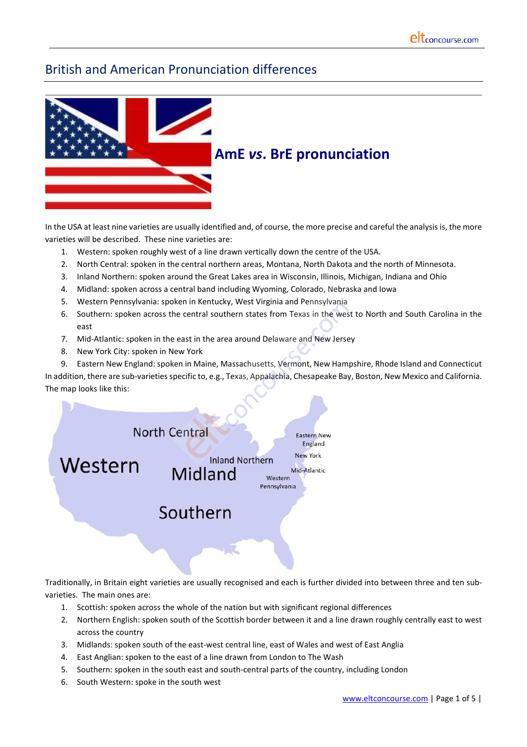# British and American Pronunciation differences

## AmE *vs*. BrE pronunciation

In the USA at least nine varieties are usually identified and, of course, the more precise and careful the analysis is, the more varieties will be described. These nine varieties are:

1. Western: spoken roughly west of a line drawn vertically down the centre of the USA.
2. North Central: spoken in the central northern areas, Montana, North Dakota and the north of Minnesota.
3. Inland Northern: spoken around the Great Lakes area in Wisconsin, Illinois, Michigan, Indiana and Ohio
4. Midland: spoken across a central band including Wyoming, Colorado, Nebraska and Iowa
5. Western Pennsylvania: spoken in Kentucky, West Virginia and Pennsylvania
6. Southern: spoken across the central southern states from Texas in the west to North and South Carolina in the east
7. Mid-Atlantic: spoken in the east in the area around Delaware and New Jersey
8. New York City: spoken in New York
9. Eastern New England: spoken in Maine, Massachusetts, Vermont, New Hampshire, Rhode Island and Connecticut

In addition, there are sub-varieties specific to, e.g., Texas, Appalachia, Chesapeake Bay, Boston, New Mexico and California. The map looks like this:

Traditionally, in Britain eight varieties are usually recognised and each is further divided into between three and ten sub-varieties. The main ones are:

1. Scottish: spoken across the whole of the nation but with significant regional differences
2. Northern English: spoken south of the Scottish border between it and a line drawn roughly centrally east to west across the country
3. Midlands: spoken south of the east-west central line, east of Wales and west of East Anglia
4. East Anglian: spoken to the east of a line drawn from London to The Wash
5. Southern: spoken in the south east and south-central parts of the country, including London
6. South Western: spoke in the south west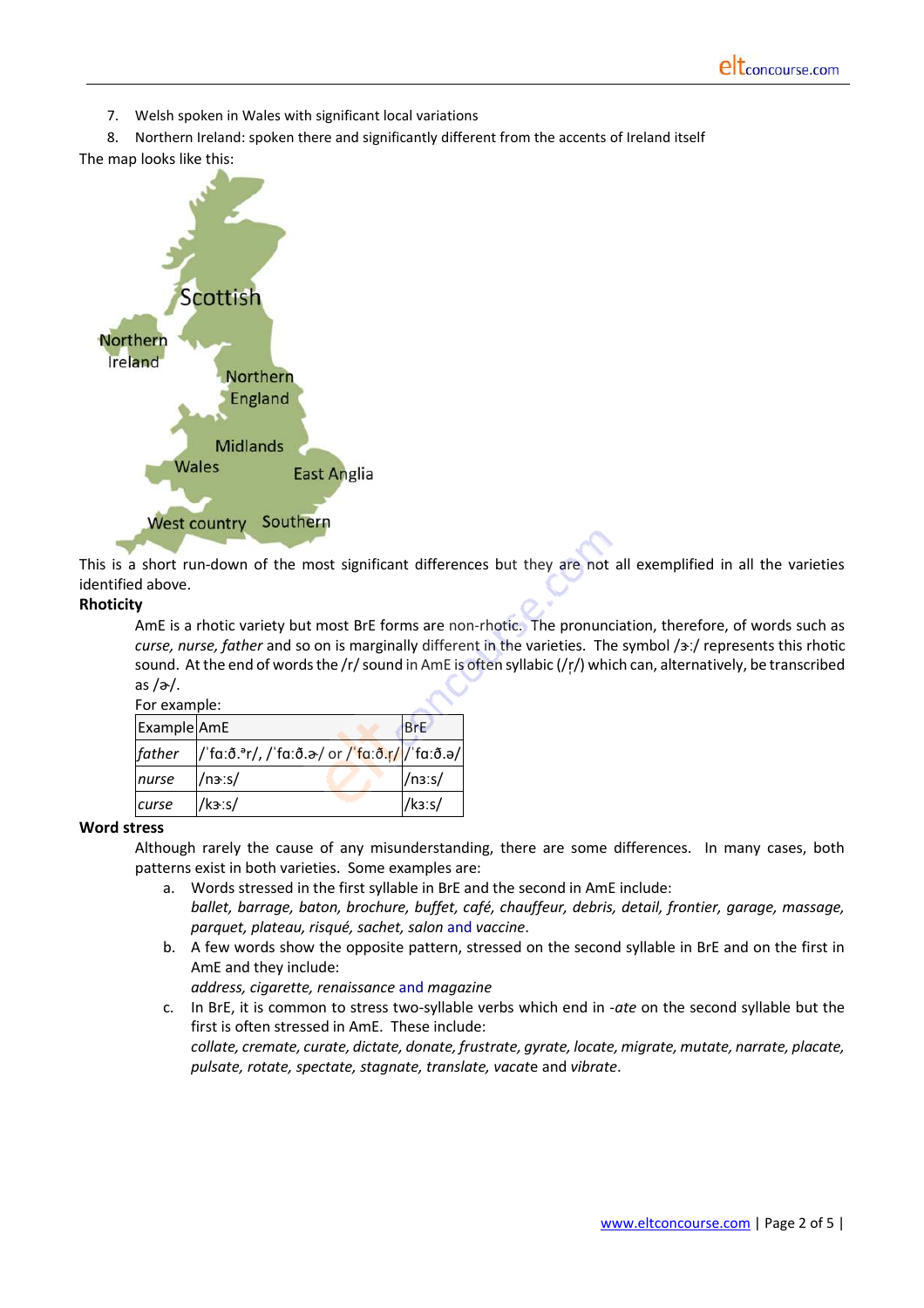7. Welsh spoken in Wales with significant local variations
8. Northern Ireland: spoken there and significantly different from the accents of Ireland itself

The map looks like this:

This is a short run-down of the most significant differences but they are not all exemplified in all the varieties identified above.

**Rhoticity**

AmE is a rhotic variety but most BrE forms are non-rhotic. The pronunciation, therefore, of words such as *curse, nurse, father* and so on is marginally different in the varieties. The symbol /ɝː/ represents this rhotic sound. At the end of words the /r/ sound in AmE is often syllabic (/ɹ̩/) which can, alternatively, be transcribed as /ɚ/.

For example:

| Example | AmE | BrE |
|---|---|---|
| *father* | /ˈfɑːð.ᵊr/, /ˈfɑːð.ɚ/ or /ˈfɑːð.ɹ̩/ | /ˈfɑːð.ə/ |
| *nurse* | /nɝːs/ | /nɜːs/ |
| *curse* | /kɝːs/ | /kɜːs/ |

**Word stress**

Although rarely the cause of any misunderstanding, there are some differences. In many cases, both patterns exist in both varieties. Some examples are:

a. Words stressed in the first syllable in BrE and the second in AmE include:
*ballet, barrage, baton, brochure, buffet, café, chauffeur, debris, detail, frontier, garage, massage, parquet, plateau, risqué, sachet, salon* and *vaccine*.

b. A few words show the opposite pattern, stressed on the second syllable in BrE and on the first in AmE and they include:
*address, cigarette, renaissance* and *magazine*

c. In BrE, it is common to stress two-syllable verbs which end in *-ate* on the second syllable but the first is often stressed in AmE. These include:
*collate, cremate, curate, dictate, donate, frustrate, gyrate, locate, migrate, mutate, narrate, placate, pulsate, rotate, spectate, stagnate, translate, vacate* and *vibrate*.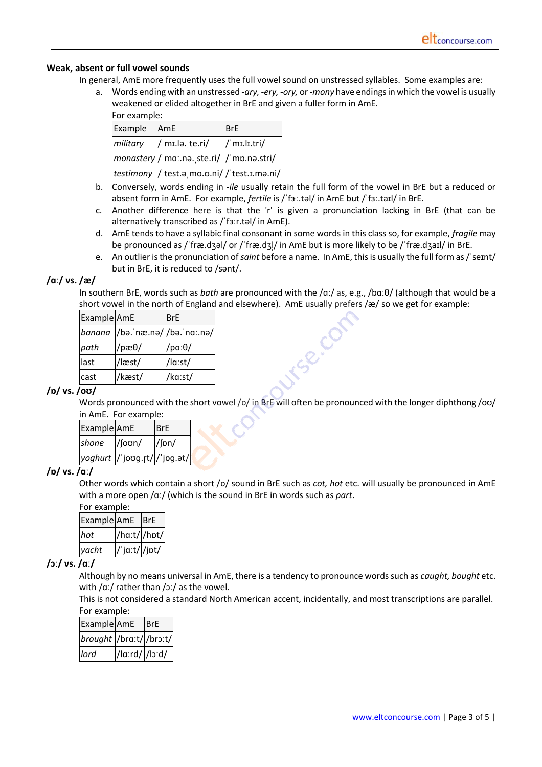### Weak, absent or full vowel sounds

In general, AmE more frequently uses the full vowel sound on unstressed syllables. Some examples are:

a. Words ending with an unstressed *-ary, -ery, -ory,* or *-mony* have endings in which the vowel is usually weakened or elided altogether in BrE and given a fuller form in AmE.
For example:

| Example | AmE | BrE |
|---|---|---|
| *military* | /ˈmɪ.lə.ˌte.ri/ | /ˈmɪ.lɪ.tri/ |
| *monastery* | /ˈmɑː.nə.ˌste.ri/ | /ˈmɒ.nə.stri/ |
| *testimony* | /ˈtest.əˌmo.ʊ.ni/ | /ˈtest.ɪ.mə.ni/ |

b. Conversely, words ending in *-ile* usually retain the full form of the vowel in BrE but a reduced or absent form in AmE. For example, *fertile* is /ˈfɝː.təl/ in AmE but /ˈfɜː.taɪl/ in BrE.

c. Another difference here is that the 'r' is given a pronunciation lacking in BrE (that can be alternatively transcribed as /ˈfɜːr.təl/ in AmE).

d. AmE tends to have a syllabic final consonant in some words in this class so, for example, *fragile* may be pronounced as /ˈfræ.dʒəl/ or /ˈfræ.dʒl̩/ in AmE but is more likely to be /ˈfræ.dʒaɪl/ in BrE.

e. An outlier is the pronunciation of *saint* before a name. In AmE, this is usually the full form as /ˈseɪnt/ but in BrE, it is reduced to /sənt/.

### /ɑː/ vs. /æ/

In southern BrE, words such as *bath* are pronounced with the /ɑː/ as, e.g., /bɑːθ/ (although that would be a short vowel in the north of England and elsewhere). AmE usually prefers /æ/ so we get for example:

| Example | AmE | BrE |
|---|---|---|
| *banana* | /bə.ˈnæ.nə/ | /bə.ˈnɑː.nə/ |
| *path* | /pæθ/ | /pɑːθ/ |
| last | /læst/ | /lɑːst/ |
| cast | /kæst/ | /kɑːst/ |

### /ɒ/ vs. /oʊ/

Words pronounced with the short vowel /ɒ/ in BrE will often be pronounced with the longer diphthong /oʊ/ in AmE. For example:

| Example | AmE | BrE |
|---|---|---|
| *shone* | /ʃoʊn/ | /ʃɒn/ |
| *yoghurt* | /ˈjoʊg.ɾt/ | /ˈjɒg.ət/ |

### /ɒ/ vs. /ɑː/

Other words which contain a short /ɒ/ sound in BrE such as *cot, hot* etc. will usually be pronounced in AmE with a more open /ɑː/ (which is the sound in BrE in words such as *part*.
For example:

| Example | AmE | BrE |
|---|---|---|
| *hot* | /hɑːt/ | /hɒt/ |
| *yacht* | /ˈjɑːt/ | /jɒt/ |

### /ɔː/ vs. /ɑː/

Although by no means universal in AmE, there is a tendency to pronounce words such as *caught, bought* etc. with /ɑː/ rather than /ɔː/ as the vowel.
This is not considered a standard North American accent, incidentally, and most transcriptions are parallel.
For example:

| Example | AmE | BrE |
|---|---|---|
| *brought* | /brɑːt/ | /brɔːt/ |
| *lord* | /lɑːrd/ | /lɔːd/ |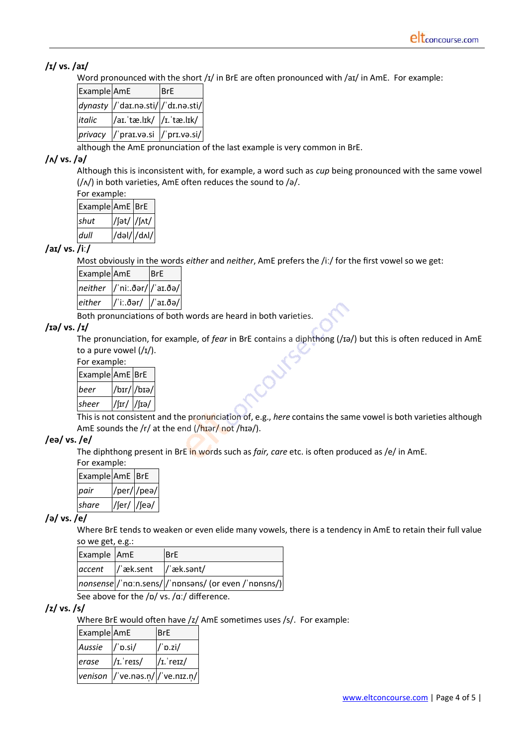### /ɪ/ vs. /aɪ/

Word pronounced with the short /ɪ/ in BrE are often pronounced with /aɪ/ in AmE. For example:

| Example | AmE | BrE |
|---|---|---|
| *dynasty* | /ˈdaɪ.nə.sti/ | /ˈdɪ.nə.sti/ |
| *italic* | /aɪ.ˈtæ.lɪk/ | /ɪ.ˈtæ.lɪk/ |
| *privacy* | /ˈpraɪ.və.si | /ˈprɪ.və.si/ |

although the AmE pronunciation of the last example is very common in BrE.

### /ʌ/ vs. /ə/

Although this is inconsistent with, for example, a word such as *cup* being pronounced with the same vowel (/ʌ/) in both varieties, AmE often reduces the sound to /ə/.
For example:

| Example | AmE | BrE |
|---|---|---|
| *shut* | /ʃət/ | /ʃʌt/ |
| *dull* | /dəl/ | /dʌl/ |

### /aɪ/ vs. /iː/

Most obviously in the words *either* and *neither*, AmE prefers the /iː/ for the first vowel so we get:

| Example | AmE | BrE |
|---|---|---|
| *neither* | /ˈniː.ðər/ | /ˈaɪ.ðə/ |
| *either* | /ˈiː.ðər/ | /ˈaɪ.ðə/ |

Both pronunciations of both words are heard in both varieties.

### /ɪə/ vs. /ɪ/

The pronunciation, for example, of *fear* in BrE contains a diphthong (/ɪə/) but this is often reduced in AmE to a pure vowel (/ɪ/).
For example:

| Example | AmE | BrE |
|---|---|---|
| *beer* | /bɪr/ | /bɪə/ |
| *sheer* | /ʃɪr/ | /ʃɪə/ |

This is not consistent and the pronunciation of, e.g., *here* contains the same vowel is both varieties although AmE sounds the /r/ at the end (/hɪər/ not /hɪə/).

### /eə/ vs. /e/

The diphthong present in BrE in words such as *fair, care* etc. is often produced as /e/ in AmE.
For example:

| Example | AmE | BrE |
|---|---|---|
| *pair* | /per/ | /peə/ |
| *share* | /ʃer/ | /ʃeə/ |

### /ə/ vs. /e/

Where BrE tends to weaken or even elide many vowels, there is a tendency in AmE to retain their full value so we get, e.g.:

| Example | AmE | BrE |
|---|---|---|
| *accent* | /ˈæk.sent | /ˈæk.sənt/ |
| *nonsense* | /ˈnɑːn.sens/ | /ˈnɒnsəns/ (or even /ˈnɒnsns/) |

See above for the /ɒ/ vs. /ɑː/ difference.

### /z/ vs. /s/

Where BrE would often have /z/ AmE sometimes uses /s/. For example:

| Example | AmE | BrE |
|---|---|---|
| *Aussie* | /ˈɒ.si/ | /ˈɒ.zi/ |
| *erase* | /ɪ.ˈreɪs/ | /ɪ.ˈreɪz/ |
| *venison* | /ˈve.nəs.n̩/ | /ˈve.nɪz.n̩/ |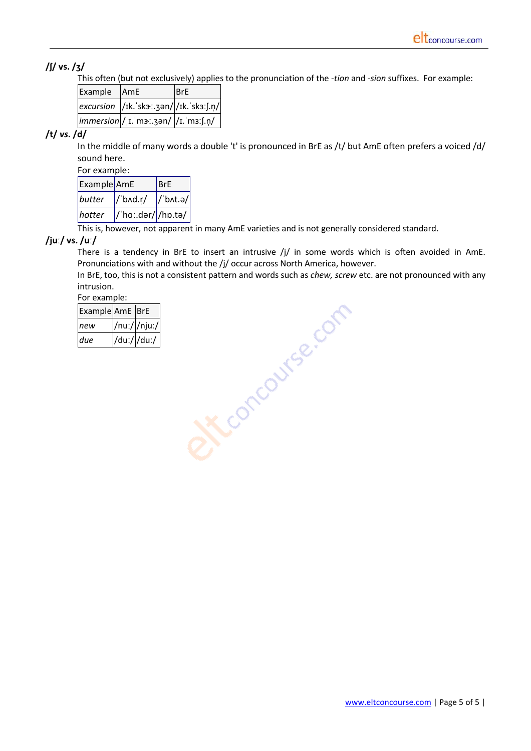### /ʃ/ vs. /ʒ/

This often (but not exclusively) applies to the pronunciation of the *-tion* and *-sion* suffixes. For example:

| Example | AmE | BrE |
|---|---|---|
| *excursion* | /ɪk.ˈskɝː.ʒən/ | /ɪk.ˈskɜːʃ.n̩/ |
| *immersion* | /ˌɪ.ˈmɝː.ʒən/ | /ɪ.ˈmɜːʃ.n̩/ |

### /t/ vs. /d/

In the middle of many words a double 't' is pronounced in BrE as /t/ but AmE often prefers a voiced /d/ sound here.

For example:

| Example | AmE | BrE |
|---|---|---|
| *butter* | /ˈbʌd.r̩/ | /ˈbʌt.ə/ |
| *hotter* | /ˈhɑː.dər/ | /hɒ.tə/ |

This is, however, not apparent in many AmE varieties and is not generally considered standard.

### /juː/ vs. /uː/

There is a tendency in BrE to insert an intrusive /j/ in some words which is often avoided in AmE. Pronunciations with and without the /j/ occur across North America, however.

In BrE, too, this is not a consistent pattern and words such as *chew, screw* etc. are not pronounced with any intrusion.

For example:

| Example | AmE | BrE |
|---|---|---|
| *new* | /nuː/ | /njuː/ |
| *due* | /duː/ | /duː/ |